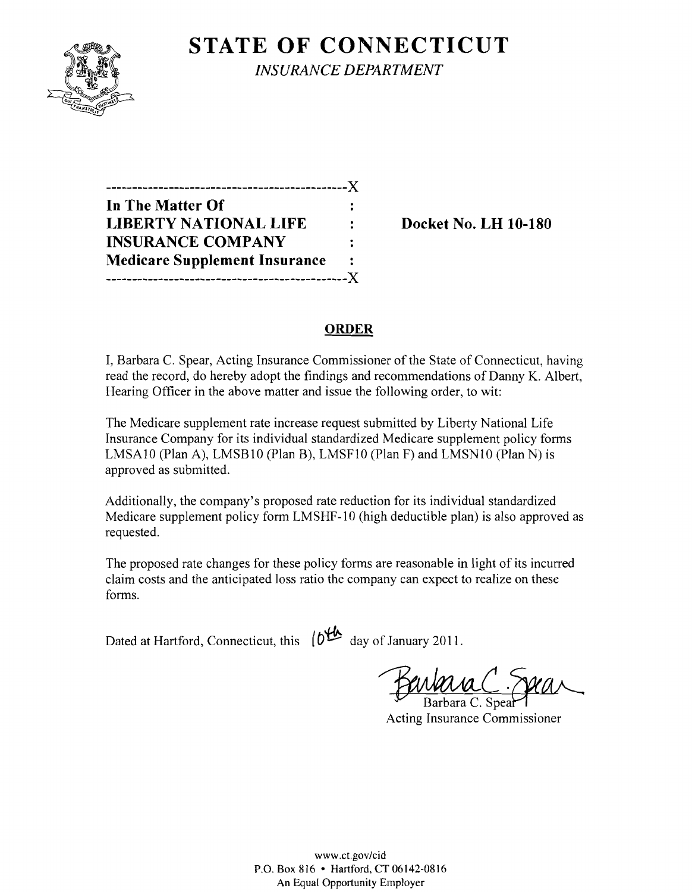# STATE OF CONNECTICUT

*INSURANCE DEPARTMENT*

```
---------------------------------------------X
In The Matter Of                             :
LIBERTY NATIONAL LIFE                        :     Docket No. LH 10-180
INSURANCE COMPANY                            :
Medicare Supplement Insurance                :
---------------------------------------------X
```

**In The Matter Of LIBERTY NATIONAL LIFE INSURANCE COMPANY Medicare Supplement Insurance**

**Docket No. LH 10-180**

## ORDER

I, Barbara C. Spear, Acting Insurance Commissioner of the State of Connecticut, having read the record, do hereby adopt the findings and recommendations of Danny K. Albert, Hearing Officer in the above matter and issue the following order, to wit:

The Medicare supplement rate increase request submitted by Liberty National Life Insurance Company for its individual standardized Medicare supplement policy forms LMSA10 (Plan A), LMSB10 (Plan B), LMSF10 (Plan F) and LMSN10 (Plan N) is approved as submitted.

Additionally, the company's proposed rate reduction for its individual standardized Medicare supplement policy form LMSHF-10 (high deductible plan) is also approved as requested.

The proposed rate changes for these policy forms are reasonable in light of its incurred claim costs and the anticipated loss ratio the company can expect to realize on these forms.

Dated at Hartford, Connecticut, this 10th day of January 2011.

Barbara C. Spear
Acting Insurance Commissioner

www.ct.gov/cid
P.O. Box 816 • Hartford, CT 06142-0816
An Equal Opportunity Employer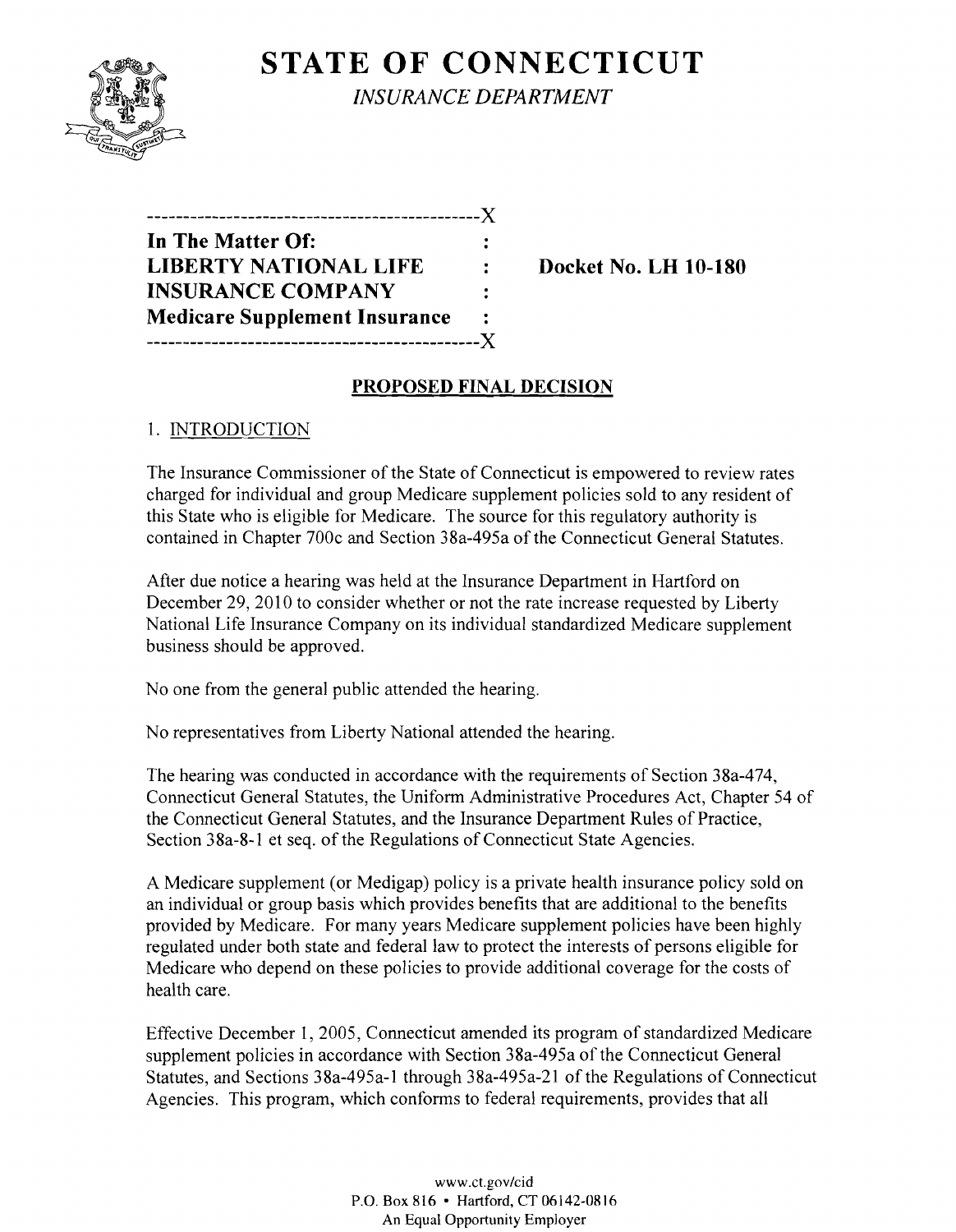# STATE OF CONNECTICUT

*INSURANCE DEPARTMENT*

```
----------------------------------------------X
In The Matter Of:                             :
LIBERTY NATIONAL LIFE                         :     Docket No. LH 10-180
INSURANCE COMPANY                             :
Medicare Supplement Insurance                 :
----------------------------------------------X
```

## PROPOSED FINAL DECISION

### 1. INTRODUCTION

The Insurance Commissioner of the State of Connecticut is empowered to review rates charged for individual and group Medicare supplement policies sold to any resident of this State who is eligible for Medicare. The source for this regulatory authority is contained in Chapter 700c and Section 38a-495a of the Connecticut General Statutes.

After due notice a hearing was held at the Insurance Department in Hartford on December 29, 2010 to consider whether or not the rate increase requested by Liberty National Life Insurance Company on its individual standardized Medicare supplement business should be approved.

No one from the general public attended the hearing.

No representatives from Liberty National attended the hearing.

The hearing was conducted in accordance with the requirements of Section 38a-474, Connecticut General Statutes, the Uniform Administrative Procedures Act, Chapter 54 of the Connecticut General Statutes, and the Insurance Department Rules of Practice, Section 38a-8-1 et seq. of the Regulations of Connecticut State Agencies.

A Medicare supplement (or Medigap) policy is a private health insurance policy sold on an individual or group basis which provides benefits that are additional to the benefits provided by Medicare. For many years Medicare supplement policies have been highly regulated under both state and federal law to protect the interests of persons eligible for Medicare who depend on these policies to provide additional coverage for the costs of health care.

Effective December 1, 2005, Connecticut amended its program of standardized Medicare supplement policies in accordance with Section 38a-495a of the Connecticut General Statutes, and Sections 38a-495a-1 through 38a-495a-21 of the Regulations of Connecticut Agencies. This program, which conforms to federal requirements, provides that all

www.ct.gov/cid
P.O. Box 816 • Hartford, CT 06142-0816
An Equal Opportunity Employer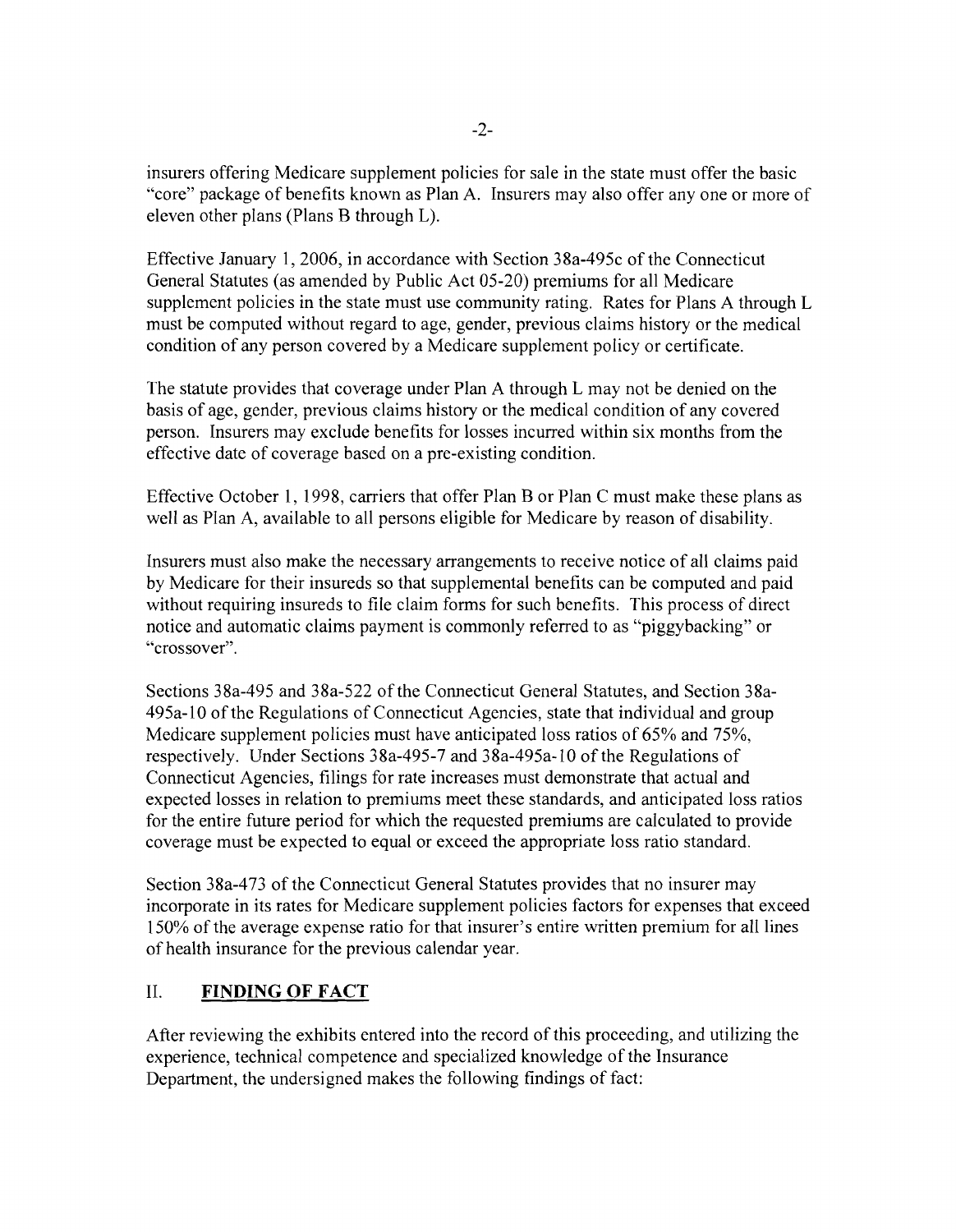insurers offering Medicare supplement policies for sale in the state must offer the basic "core" package of benefits known as Plan A. Insurers may also offer any one or more of eleven other plans (Plans B through L).

Effective January 1, 2006, in accordance with Section 38a-495c of the Connecticut General Statutes (as amended by Public Act 05-20) premiums for all Medicare supplement policies in the state must use community rating. Rates for Plans A through L must be computed without regard to age, gender, previous claims history or the medical condition of any person covered by a Medicare supplement policy or certificate.

The statute provides that coverage under Plan A through L may not be denied on the basis of age, gender, previous claims history or the medical condition of any covered person. Insurers may exclude benefits for losses incurred within six months from the effective date of coverage based on a pre-existing condition.

Effective October 1, 1998, carriers that offer Plan B or Plan C must make these plans as well as Plan A, available to all persons eligible for Medicare by reason of disability.

Insurers must also make the necessary arrangements to receive notice of all claims paid by Medicare for their insureds so that supplemental benefits can be computed and paid without requiring insureds to file claim forms for such benefits. This process of direct notice and automatic claims payment is commonly referred to as "piggybacking" or "crossover".

Sections 38a-495 and 38a-522 of the Connecticut General Statutes, and Section 38a-495a-10 of the Regulations of Connecticut Agencies, state that individual and group Medicare supplement policies must have anticipated loss ratios of 65% and 75%, respectively. Under Sections 38a-495-7 and 38a-495a-10 of the Regulations of Connecticut Agencies, filings for rate increases must demonstrate that actual and expected losses in relation to premiums meet these standards, and anticipated loss ratios for the entire future period for which the requested premiums are calculated to provide coverage must be expected to equal or exceed the appropriate loss ratio standard.

Section 38a-473 of the Connecticut General Statutes provides that no insurer may incorporate in its rates for Medicare supplement policies factors for expenses that exceed 150% of the average expense ratio for that insurer's entire written premium for all lines of health insurance for the previous calendar year.

## II. **FINDING OF FACT**

After reviewing the exhibits entered into the record of this proceeding, and utilizing the experience, technical competence and specialized knowledge of the Insurance Department, the undersigned makes the following findings of fact: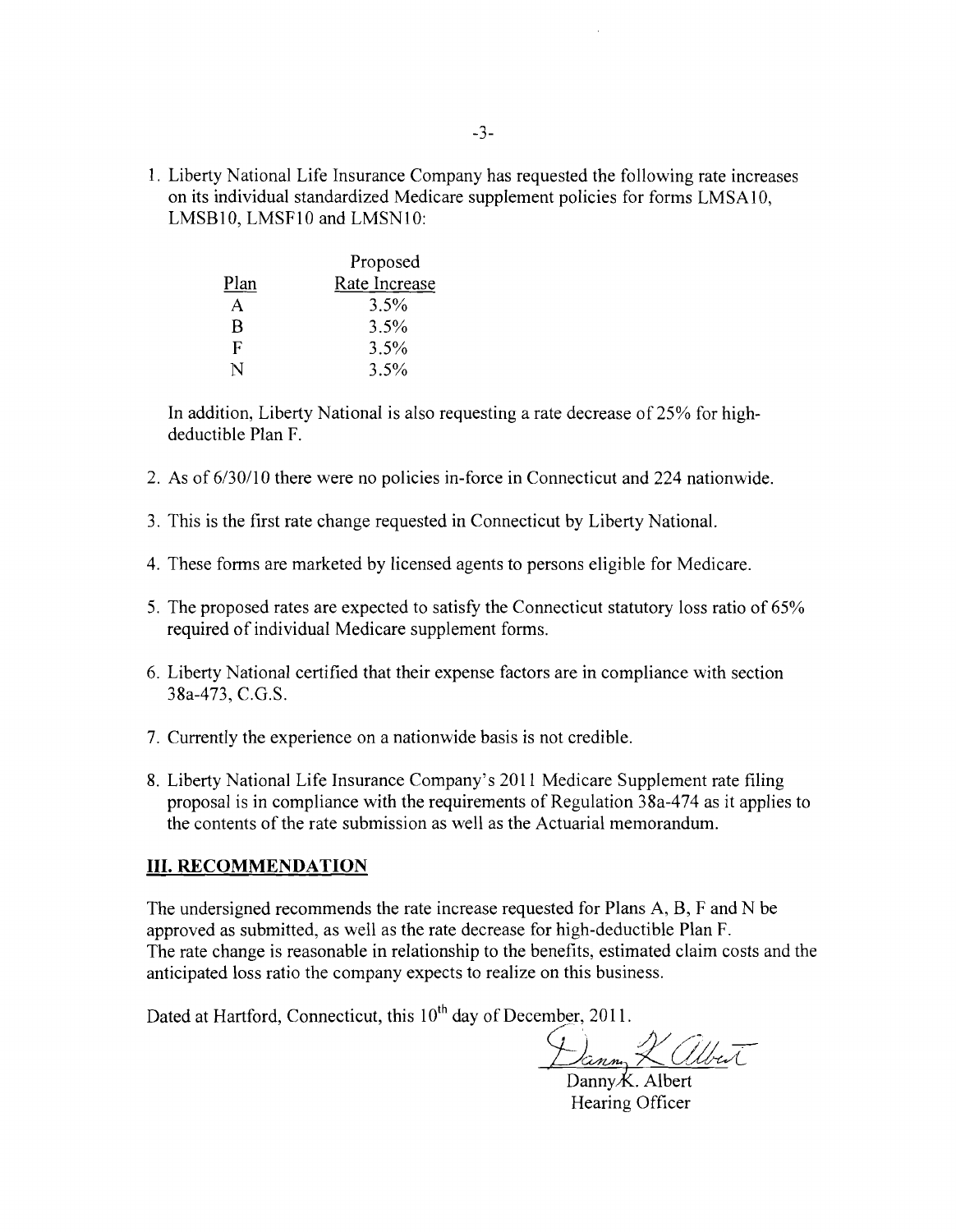1. Liberty National Life Insurance Company has requested the following rate increases on its individual standardized Medicare supplement policies for forms LMSA10, LMSB10, LMSF10 and LMSN10:

| Plan | Proposed Rate Increase |
|---|---|
| A | 3.5% |
| B | 3.5% |
| F | 3.5% |
| N | 3.5% |

   In addition, Liberty National is also requesting a rate decrease of 25% for high-deductible Plan F.

2. As of 6/30/10 there were no policies in-force in Connecticut and 224 nationwide.
3. This is the first rate change requested in Connecticut by Liberty National.
4. These forms are marketed by licensed agents to persons eligible for Medicare.
5. The proposed rates are expected to satisfy the Connecticut statutory loss ratio of 65% required of individual Medicare supplement forms.
6. Liberty National certified that their expense factors are in compliance with section 38a-473, C.G.S.
7. Currently the experience on a nationwide basis is not credible.
8. Liberty National Life Insurance Company's 2011 Medicare Supplement rate filing proposal is in compliance with the requirements of Regulation 38a-474 as it applies to the contents of the rate submission as well as the Actuarial memorandum.

## III. RECOMMENDATION

The undersigned recommends the rate increase requested for Plans A, B, F and N be approved as submitted, as well as the rate decrease for high-deductible Plan F. The rate change is reasonable in relationship to the benefits, estimated claim costs and the anticipated loss ratio the company expects to realize on this business.

Dated at Hartford, Connecticut, this 10th day of December, 2011.

Danny K. Albert
Hearing Officer